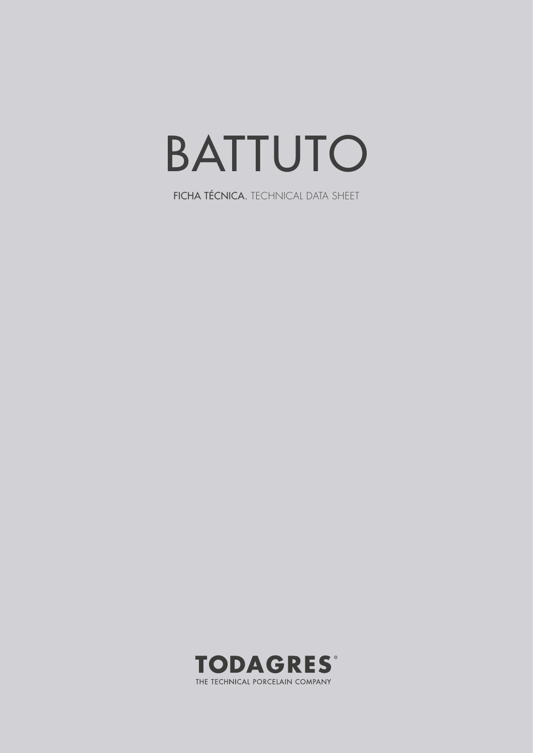# BATTUTO

FICHA TÉCNICA. TECHNICAL DATA SHEET

**TODAGRES®**

THE TECHNICAL PORCELAIN COMPANY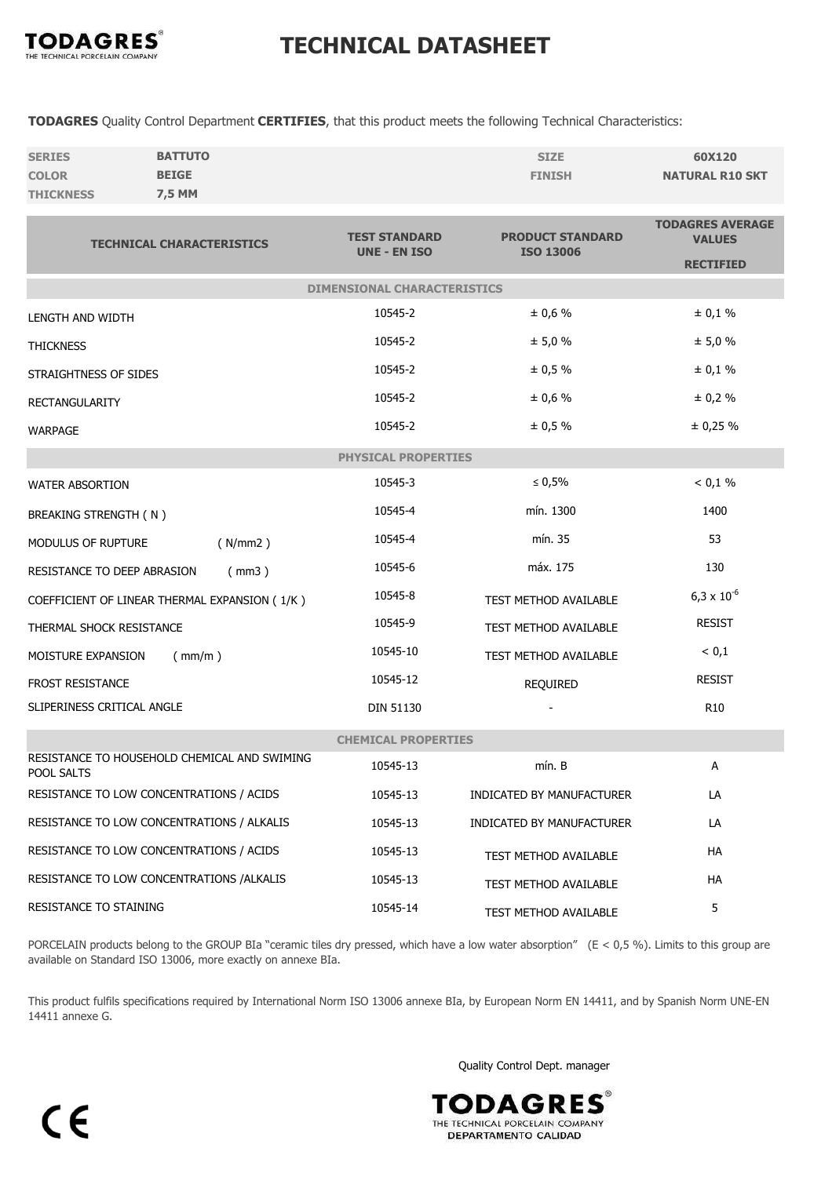# TECHNICAL DATASHEET

**TODAGRES** Quality Control Department **CERTIFIES**, that this product meets the following Technical Characteristics:

| | | | |
|---|---|---|---|
| **SERIES** | **BATTUTO** | **SIZE** | **60X120** |
| **COLOR** | **BEIGE** | **FINISH** | **NATURAL R10 SKT** |
| **THICKNESS** | **7,5 MM** | | |

| TECHNICAL CHARACTERISTICS | TEST STANDARD UNE - EN ISO | PRODUCT STANDARD ISO 13006 | TODAGRES AVERAGE VALUES RECTIFIED |
|---|---|---|---|
| **DIMENSIONAL CHARACTERISTICS** | | | |
| LENGTH AND WIDTH | 10545-2 | ± 0,6 % | ± 0,1 % |
| THICKNESS | 10545-2 | ± 5,0 % | ± 5,0 % |
| STRAIGHTNESS OF SIDES | 10545-2 | ± 0,5 % | ± 0,1 % |
| RECTANGULARITY | 10545-2 | ± 0,6 % | ± 0,2 % |
| WARPAGE | 10545-2 | ± 0,5 % | ± 0,25 % |
| **PHYSICAL PROPERTIES** | | | |
| WATER ABSORTION | 10545-3 | ≤ 0,5% | < 0,1 % |
| BREAKING STRENGTH ( N ) | 10545-4 | mín. 1300 | 1400 |
| MODULUS OF RUPTURE ( N/mm2 ) | 10545-4 | mín. 35 | 53 |
| RESISTANCE TO DEEP ABRASION ( mm3 ) | 10545-6 | máx. 175 | 130 |
| COEFFICIENT OF LINEAR THERMAL EXPANSION ( 1/K ) | 10545-8 | TEST METHOD AVAILABLE | $6,3 \times 10^{-6}$ |
| THERMAL SHOCK RESISTANCE | 10545-9 | TEST METHOD AVAILABLE | RESIST |
| MOISTURE EXPANSION ( mm/m ) | 10545-10 | TEST METHOD AVAILABLE | < 0,1 |
| FROST RESISTANCE | 10545-12 | REQUIRED | RESIST |
| SLIPERINESS CRITICAL ANGLE | DIN 51130 | - | R10 |
| **CHEMICAL PROPERTIES** | | | |
| RESISTANCE TO HOUSEHOLD CHEMICAL AND SWIMING POOL SALTS | 10545-13 | mín. B | A |
| RESISTANCE TO LOW CONCENTRATIONS / ACIDS | 10545-13 | INDICATED BY MANUFACTURER | LA |
| RESISTANCE TO LOW CONCENTRATIONS / ALKALIS | 10545-13 | INDICATED BY MANUFACTURER | LA |
| RESISTANCE TO LOW CONCENTRATIONS / ACIDS | 10545-13 | TEST METHOD AVAILABLE | HA |
| RESISTANCE TO LOW CONCENTRATIONS /ALKALIS | 10545-13 | TEST METHOD AVAILABLE | HA |
| RESISTANCE TO STAINING | 10545-14 | TEST METHOD AVAILABLE | 5 |

PORCELAIN products belong to the GROUP BIa "ceramic tiles dry pressed, which have a low water absorption" (E < 0,5 %). Limits to this group are available on Standard ISO 13006, more exactly on annexe BIa.

This product fulfils specifications required by International Norm ISO 13006 annexe BIa, by European Norm EN 14411, and by Spanish Norm UNE-EN 14411 annexe G.

Quality Control Dept. manager

TODAGRES® THE TECHNICAL PORCELAIN COMPANY DEPARTAMENTO CALIDAD

CE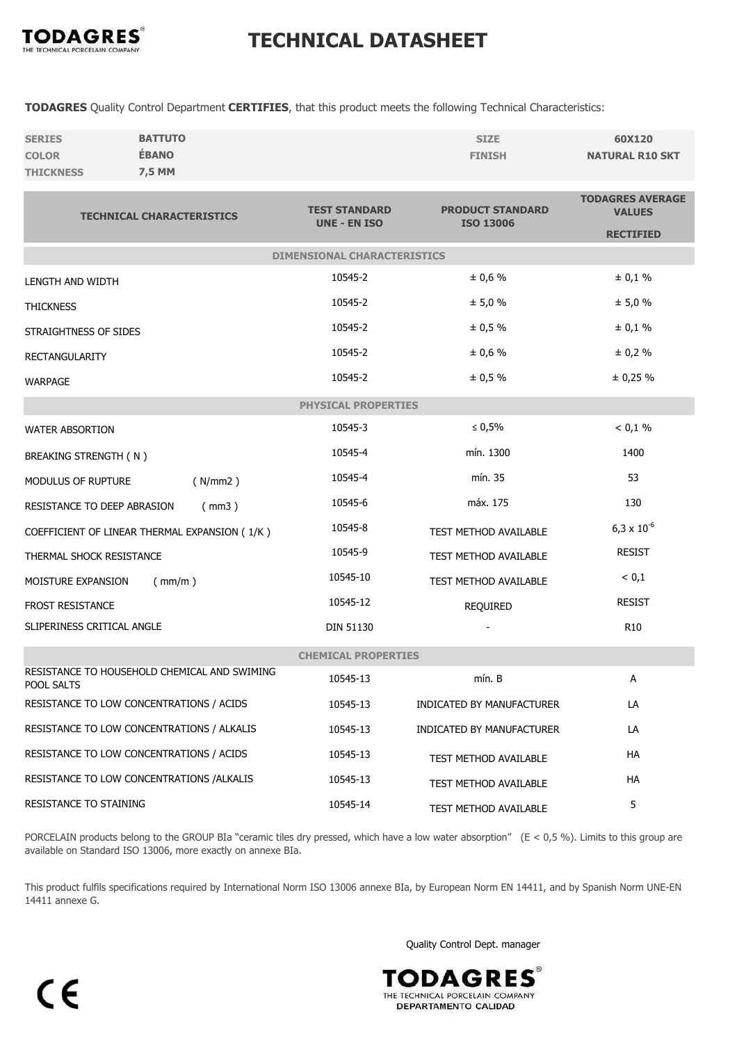**TODAGRES**
THE TECHNICAL PORCELAIN COMPANY

# TECHNICAL DATASHEET

**TODAGRES** Quality Control Department **CERTIFIES**, that this product meets the following Technical Characteristics:

| | | | |
|---|---|---|---|
| **SERIES** | **BATTUTO** | **SIZE** | **60X120** |
| **COLOR** | **ÉBANO** | **FINISH** | **NATURAL R10 SKT** |
| **THICKNESS** | **7,5 MM** | | |

| TECHNICAL CHARACTERISTICS | TEST STANDARD UNE - EN ISO | PRODUCT STANDARD ISO 13006 | TODAGRES AVERAGE VALUES RECTIFIED |
|---|---|---|---|
| **DIMENSIONAL CHARACTERISTICS** | | | |
| LENGTH AND WIDTH | 10545-2 | ± 0,6 % | ± 0,1 % |
| THICKNESS | 10545-2 | ± 5,0 % | ± 5,0 % |
| STRAIGHTNESS OF SIDES | 10545-2 | ± 0,5 % | ± 0,1 % |
| RECTANGULARITY | 10545-2 | ± 0,6 % | ± 0,2 % |
| WARPAGE | 10545-2 | ± 0,5 % | ± 0,25 % |
| **PHYSICAL PROPERTIES** | | | |
| WATER ABSORTION | 10545-3 | ≤ 0,5% | < 0,1 % |
| BREAKING STRENGTH ( N ) | 10545-4 | mín. 1300 | 1400 |
| MODULUS OF RUPTURE ( N/mm2 ) | 10545-4 | mín. 35 | 53 |
| RESISTANCE TO DEEP ABRASION ( mm3 ) | 10545-6 | máx. 175 | 130 |
| COEFFICIENT OF LINEAR THERMAL EXPANSION ( 1/K ) | 10545-8 | TEST METHOD AVAILABLE | $6,3 \times 10^{-6}$ |
| THERMAL SHOCK RESISTANCE | 10545-9 | TEST METHOD AVAILABLE | RESIST |
| MOISTURE EXPANSION ( mm/m ) | 10545-10 | TEST METHOD AVAILABLE | < 0,1 |
| FROST RESISTANCE | 10545-12 | REQUIRED | RESIST |
| SLIPERINESS CRITICAL ANGLE | DIN 51130 | - | R10 |
| **CHEMICAL PROPERTIES** | | | |
| RESISTANCE TO HOUSEHOLD CHEMICAL AND SWIMING POOL SALTS | 10545-13 | mín. B | A |
| RESISTANCE TO LOW CONCENTRATIONS / ACIDS | 10545-13 | INDICATED BY MANUFACTURER | LA |
| RESISTANCE TO LOW CONCENTRATIONS / ALKALIS | 10545-13 | INDICATED BY MANUFACTURER | LA |
| RESISTANCE TO LOW CONCENTRATIONS / ACIDS | 10545-13 | TEST METHOD AVAILABLE | HA |
| RESISTANCE TO LOW CONCENTRATIONS /ALKALIS | 10545-13 | TEST METHOD AVAILABLE | HA |
| RESISTANCE TO STAINING | 10545-14 | TEST METHOD AVAILABLE | 5 |

PORCELAIN products belong to the GROUP BIa "ceramic tiles dry pressed, which have a low water absorption" (E < 0,5 %). Limits to this group are available on Standard ISO 13006, more exactly on annexe BIa.

This product fulfils specifications required by International Norm ISO 13006 annexe BIa, by European Norm EN 14411, and by Spanish Norm UNE-EN 14411 annexe G.

Quality Control Dept. manager

TODAGRES
THE TECHNICAL PORCELAIN COMPANY
DEPARTAMENTO CALIDAD

CE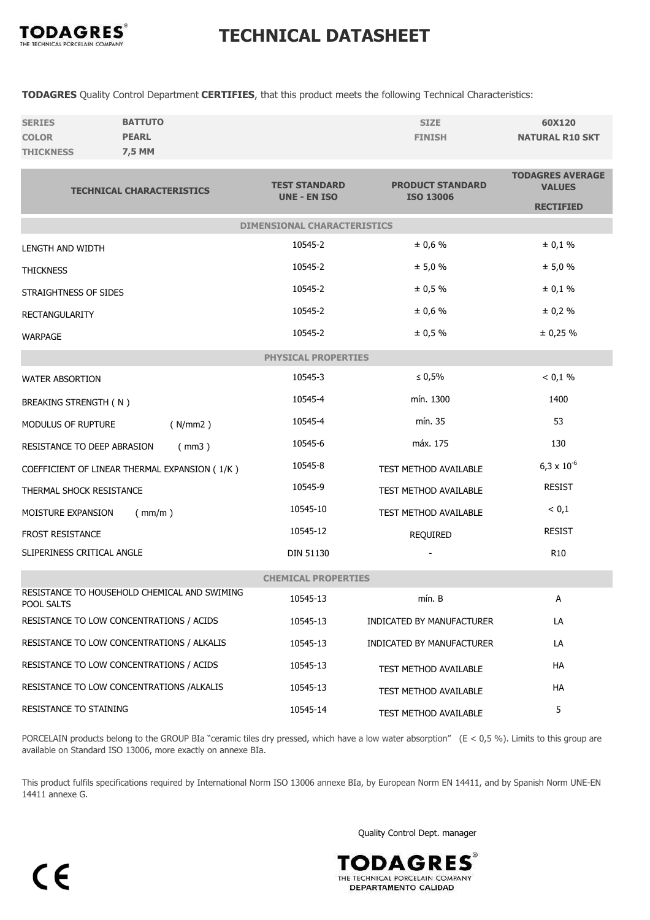# TECHNICAL DATASHEET

**TODAGRES** Quality Control Department **CERTIFIES**, that this product meets the following Technical Characteristics:

| | | | |
|---|---|---|---|
| **SERIES** | **BATTUTO** | **SIZE** | **60X120** |
| **COLOR** | **PEARL** | **FINISH** | **NATURAL R10 SKT** |
| **THICKNESS** | **7,5 MM** | | |

| TECHNICAL CHARACTERISTICS | TEST STANDARD UNE - EN ISO | PRODUCT STANDARD ISO 13006 | TODAGRES AVERAGE VALUES RECTIFIED |
|---|---|---|---|
| **DIMENSIONAL CHARACTERISTICS** | | | |
| LENGTH AND WIDTH | 10545-2 | ± 0,6 % | ± 0,1 % |
| THICKNESS | 10545-2 | ± 5,0 % | ± 5,0 % |
| STRAIGHTNESS OF SIDES | 10545-2 | ± 0,5 % | ± 0,1 % |
| RECTANGULARITY | 10545-2 | ± 0,6 % | ± 0,2 % |
| WARPAGE | 10545-2 | ± 0,5 % | ± 0,25 % |
| **PHYSICAL PROPERTIES** | | | |
| WATER ABSORTION | 10545-3 | ≤ 0,5% | < 0,1 % |
| BREAKING STRENGTH ( N ) | 10545-4 | mín. 1300 | 1400 |
| MODULUS OF RUPTURE ( N/mm2 ) | 10545-4 | mín. 35 | 53 |
| RESISTANCE TO DEEP ABRASION ( mm3 ) | 10545-6 | máx. 175 | 130 |
| COEFFICIENT OF LINEAR THERMAL EXPANSION ( 1/K ) | 10545-8 | TEST METHOD AVAILABLE | $6,3 \times 10^{-6}$ |
| THERMAL SHOCK RESISTANCE | 10545-9 | TEST METHOD AVAILABLE | RESIST |
| MOISTURE EXPANSION ( mm/m ) | 10545-10 | TEST METHOD AVAILABLE | < 0,1 |
| FROST RESISTANCE | 10545-12 | REQUIRED | RESIST |
| SLIPERINESS CRITICAL ANGLE | DIN 51130 | - | R10 |
| **CHEMICAL PROPERTIES** | | | |
| RESISTANCE TO HOUSEHOLD CHEMICAL AND SWIMING POOL SALTS | 10545-13 | mín. B | A |
| RESISTANCE TO LOW CONCENTRATIONS / ACIDS | 10545-13 | INDICATED BY MANUFACTURER | LA |
| RESISTANCE TO LOW CONCENTRATIONS / ALKALIS | 10545-13 | INDICATED BY MANUFACTURER | LA |
| RESISTANCE TO LOW CONCENTRATIONS / ACIDS | 10545-13 | TEST METHOD AVAILABLE | HA |
| RESISTANCE TO LOW CONCENTRATIONS /ALKALIS | 10545-13 | TEST METHOD AVAILABLE | HA |
| RESISTANCE TO STAINING | 10545-14 | TEST METHOD AVAILABLE | 5 |

PORCELAIN products belong to the GROUP BIa "ceramic tiles dry pressed, which have a low water absorption" (E < 0,5 %). Limits to this group are available on Standard ISO 13006, more exactly on annexe BIa.

This product fulfils specifications required by International Norm ISO 13006 annexe BIa, by European Norm EN 14411, and by Spanish Norm UNE-EN 14411 annexe G.

Quality Control Dept. manager

TODAGRES®
THE TECHNICAL PORCELAIN COMPANY
DEPARTAMENTO CALIDAD

CE